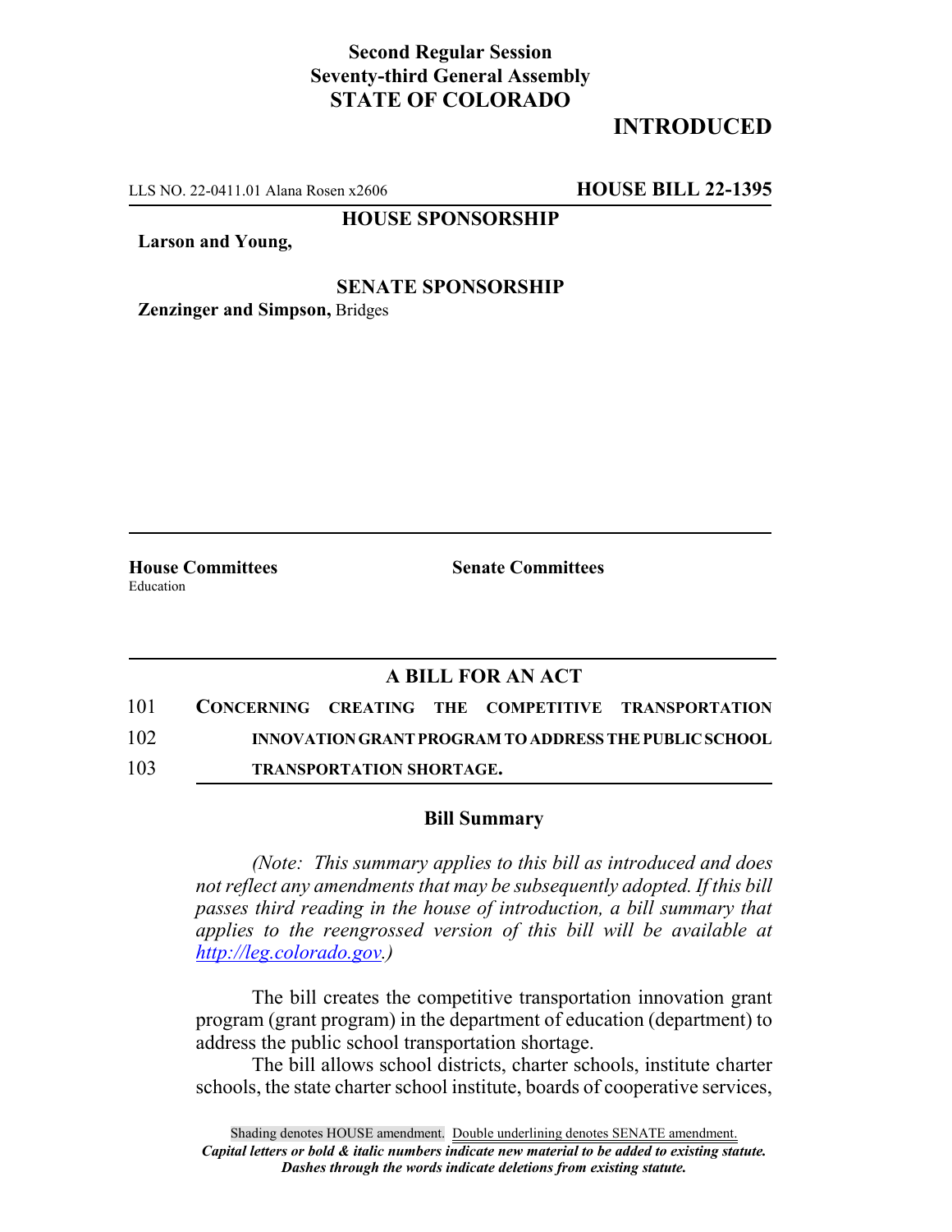**Second Regular Session**
**Seventy-third General Assembly**
**STATE OF COLORADO**

# INTRODUCED

LLS NO. 22-0411.01 Alana Rosen x2606 **HOUSE BILL 22-1395**

**HOUSE SPONSORSHIP**

**Larson and Young,**

**SENATE SPONSORSHIP**

**Zenzinger and Simpson,** Bridges

**House Committees**
Education

**Senate Committees**

## A BILL FOR AN ACT

101 **CONCERNING CREATING THE COMPETITIVE TRANSPORTATION**
102 **INNOVATION GRANT PROGRAM TO ADDRESS THE PUBLIC SCHOOL**
103 **TRANSPORTATION SHORTAGE.**

### Bill Summary

*(Note: This summary applies to this bill as introduced and does not reflect any amendments that may be subsequently adopted. If this bill passes third reading in the house of introduction, a bill summary that applies to the reengrossed version of this bill will be available at http://leg.colorado.gov.)*

The bill creates the competitive transportation innovation grant program (grant program) in the department of education (department) to address the public school transportation shortage.

The bill allows school districts, charter schools, institute charter schools, the state charter school institute, boards of cooperative services,

Shading denotes HOUSE amendment. Double underlining denotes SENATE amendment.
*Capital letters or bold & italic numbers indicate new material to be added to existing statute.*
*Dashes through the words indicate deletions from existing statute.*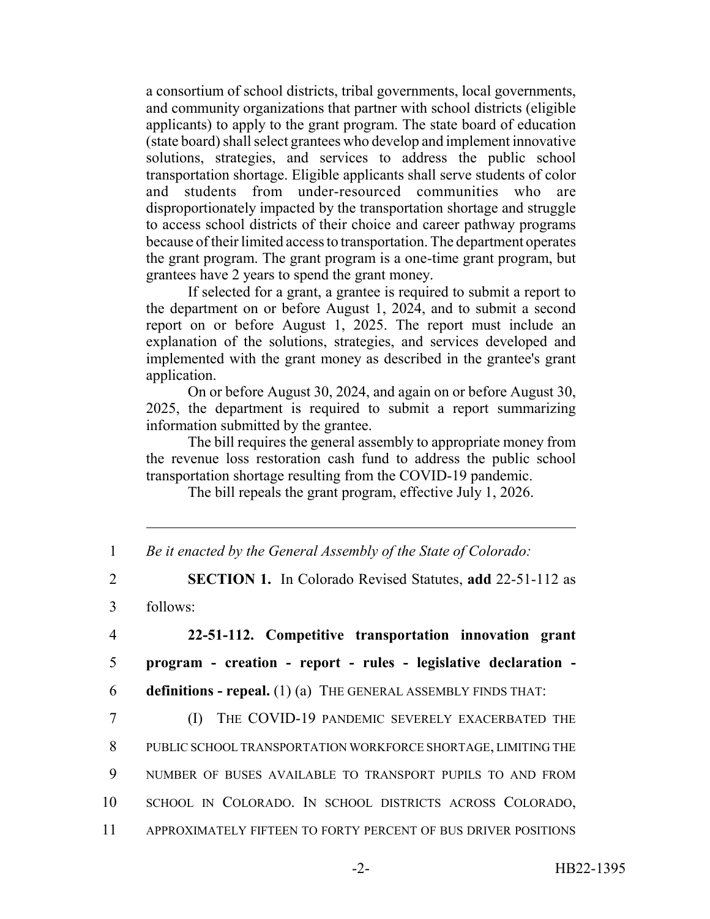a consortium of school districts, tribal governments, local governments, and community organizations that partner with school districts (eligible applicants) to apply to the grant program. The state board of education (state board) shall select grantees who develop and implement innovative solutions, strategies, and services to address the public school transportation shortage. Eligible applicants shall serve students of color and students from under-resourced communities who are disproportionately impacted by the transportation shortage and struggle to access school districts of their choice and career pathway programs because of their limited access to transportation. The department operates the grant program. The grant program is a one-time grant program, but grantees have 2 years to spend the grant money.

If selected for a grant, a grantee is required to submit a report to the department on or before August 1, 2024, and to submit a second report on or before August 1, 2025. The report must include an explanation of the solutions, strategies, and services developed and implemented with the grant money as described in the grantee's grant application.

On or before August 30, 2024, and again on or before August 30, 2025, the department is required to submit a report summarizing information submitted by the grantee.

The bill requires the general assembly to appropriate money from the revenue loss restoration cash fund to address the public school transportation shortage resulting from the COVID-19 pandemic.

The bill repeals the grant program, effective July 1, 2026.

---

1 *Be it enacted by the General Assembly of the State of Colorado:*

2 **SECTION 1.** In Colorado Revised Statutes, **add** 22-51-112 as

3 follows:

4 **22-51-112. Competitive transportation innovation grant**

5 **program - creation - report - rules - legislative declaration -**

6 **definitions - repeal.** (1) (a) THE GENERAL ASSEMBLY FINDS THAT:

7 (I) THE COVID-19 PANDEMIC SEVERELY EXACERBATED THE

8 PUBLIC SCHOOL TRANSPORTATION WORKFORCE SHORTAGE, LIMITING THE

9 NUMBER OF BUSES AVAILABLE TO TRANSPORT PUPILS TO AND FROM

10 SCHOOL IN COLORADO. IN SCHOOL DISTRICTS ACROSS COLORADO,

11 APPROXIMATELY FIFTEEN TO FORTY PERCENT OF BUS DRIVER POSITIONS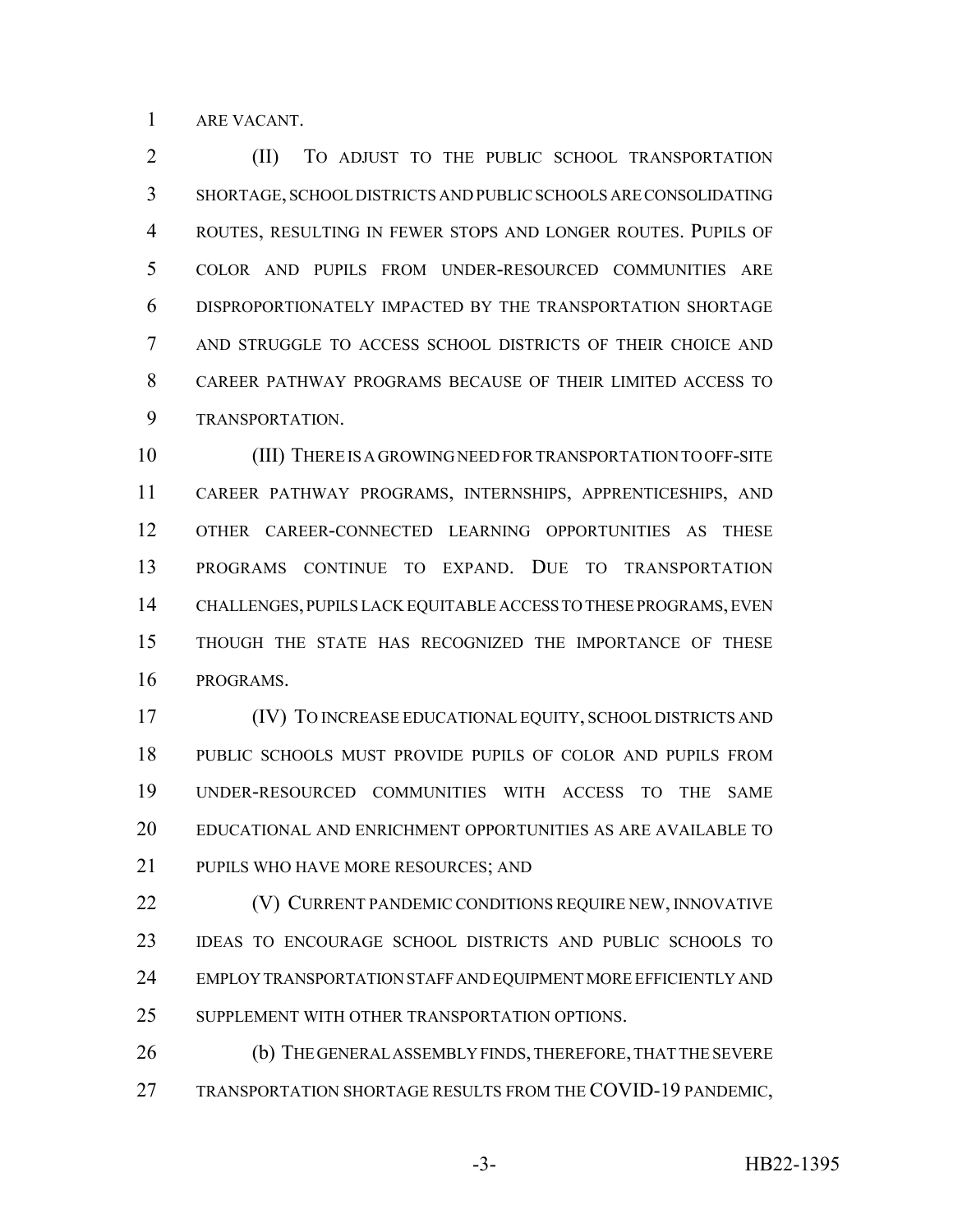ARE VACANT.

(II) TO ADJUST TO THE PUBLIC SCHOOL TRANSPORTATION SHORTAGE, SCHOOL DISTRICTS AND PUBLIC SCHOOLS ARE CONSOLIDATING ROUTES, RESULTING IN FEWER STOPS AND LONGER ROUTES. PUPILS OF COLOR AND PUPILS FROM UNDER-RESOURCED COMMUNITIES ARE DISPROPORTIONATELY IMPACTED BY THE TRANSPORTATION SHORTAGE AND STRUGGLE TO ACCESS SCHOOL DISTRICTS OF THEIR CHOICE AND CAREER PATHWAY PROGRAMS BECAUSE OF THEIR LIMITED ACCESS TO TRANSPORTATION.

(III) THERE IS A GROWING NEED FOR TRANSPORTATION TO OFF-SITE CAREER PATHWAY PROGRAMS, INTERNSHIPS, APPRENTICESHIPS, AND OTHER CAREER-CONNECTED LEARNING OPPORTUNITIES AS THESE PROGRAMS CONTINUE TO EXPAND. DUE TO TRANSPORTATION CHALLENGES, PUPILS LACK EQUITABLE ACCESS TO THESE PROGRAMS, EVEN THOUGH THE STATE HAS RECOGNIZED THE IMPORTANCE OF THESE PROGRAMS.

(IV) TO INCREASE EDUCATIONAL EQUITY, SCHOOL DISTRICTS AND PUBLIC SCHOOLS MUST PROVIDE PUPILS OF COLOR AND PUPILS FROM UNDER-RESOURCED COMMUNITIES WITH ACCESS TO THE SAME EDUCATIONAL AND ENRICHMENT OPPORTUNITIES AS ARE AVAILABLE TO PUPILS WHO HAVE MORE RESOURCES; AND

(V) CURRENT PANDEMIC CONDITIONS REQUIRE NEW, INNOVATIVE IDEAS TO ENCOURAGE SCHOOL DISTRICTS AND PUBLIC SCHOOLS TO EMPLOY TRANSPORTATION STAFF AND EQUIPMENT MORE EFFICIENTLY AND SUPPLEMENT WITH OTHER TRANSPORTATION OPTIONS.

(b) THE GENERAL ASSEMBLY FINDS, THEREFORE, THAT THE SEVERE TRANSPORTATION SHORTAGE RESULTS FROM THE COVID-19 PANDEMIC,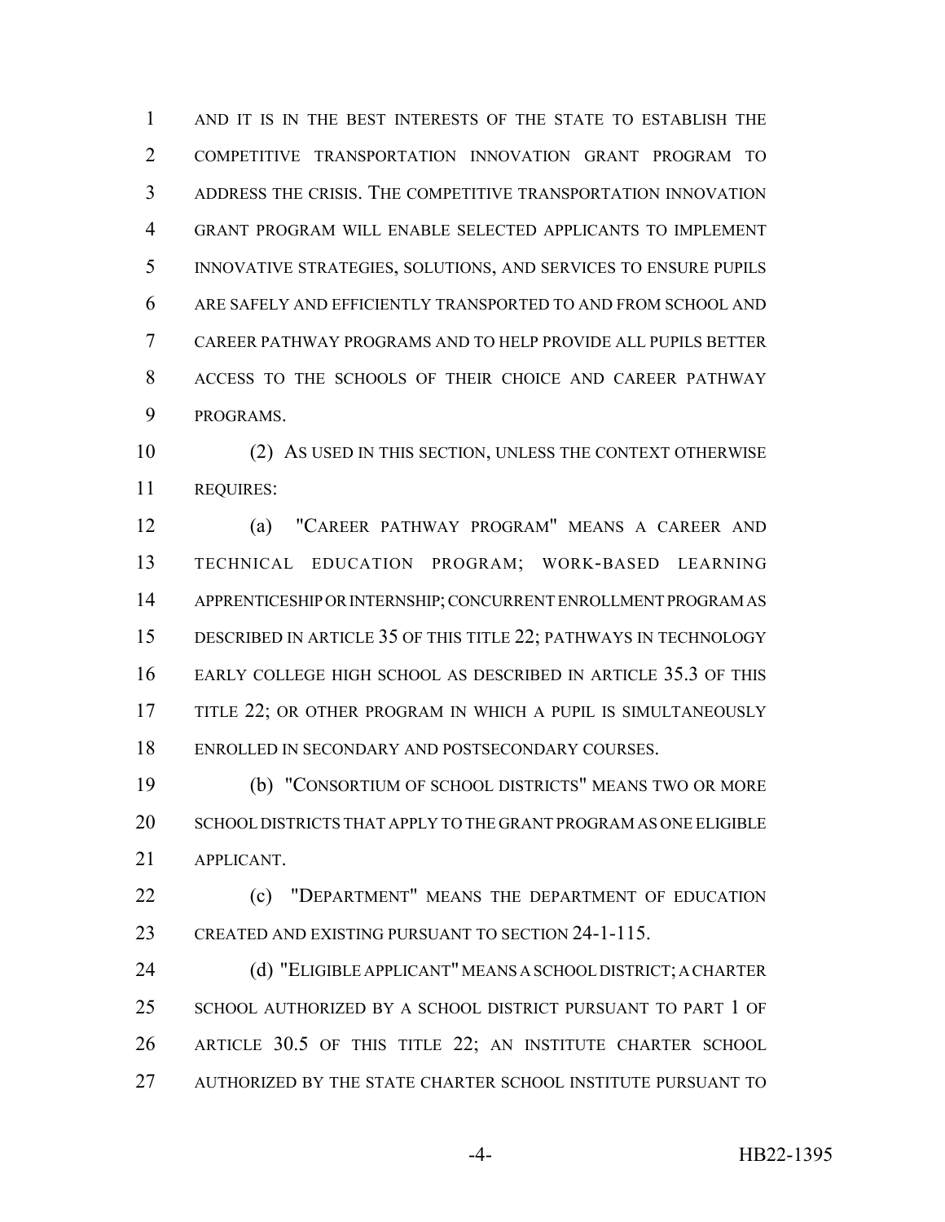AND IT IS IN THE BEST INTERESTS OF THE STATE TO ESTABLISH THE COMPETITIVE TRANSPORTATION INNOVATION GRANT PROGRAM TO ADDRESS THE CRISIS. THE COMPETITIVE TRANSPORTATION INNOVATION GRANT PROGRAM WILL ENABLE SELECTED APPLICANTS TO IMPLEMENT INNOVATIVE STRATEGIES, SOLUTIONS, AND SERVICES TO ENSURE PUPILS ARE SAFELY AND EFFICIENTLY TRANSPORTED TO AND FROM SCHOOL AND CAREER PATHWAY PROGRAMS AND TO HELP PROVIDE ALL PUPILS BETTER ACCESS TO THE SCHOOLS OF THEIR CHOICE AND CAREER PATHWAY PROGRAMS.

(2) AS USED IN THIS SECTION, UNLESS THE CONTEXT OTHERWISE REQUIRES:

(a) "CAREER PATHWAY PROGRAM" MEANS A CAREER AND TECHNICAL EDUCATION PROGRAM; WORK-BASED LEARNING APPRENTICESHIP OR INTERNSHIP; CONCURRENT ENROLLMENT PROGRAM AS DESCRIBED IN ARTICLE 35 OF THIS TITLE 22; PATHWAYS IN TECHNOLOGY EARLY COLLEGE HIGH SCHOOL AS DESCRIBED IN ARTICLE 35.3 OF THIS TITLE 22; OR OTHER PROGRAM IN WHICH A PUPIL IS SIMULTANEOUSLY ENROLLED IN SECONDARY AND POSTSECONDARY COURSES.

(b) "CONSORTIUM OF SCHOOL DISTRICTS" MEANS TWO OR MORE SCHOOL DISTRICTS THAT APPLY TO THE GRANT PROGRAM AS ONE ELIGIBLE APPLICANT.

(c) "DEPARTMENT" MEANS THE DEPARTMENT OF EDUCATION CREATED AND EXISTING PURSUANT TO SECTION 24-1-115.

(d) "ELIGIBLE APPLICANT" MEANS A SCHOOL DISTRICT; A CHARTER SCHOOL AUTHORIZED BY A SCHOOL DISTRICT PURSUANT TO PART 1 OF ARTICLE 30.5 OF THIS TITLE 22; AN INSTITUTE CHARTER SCHOOL AUTHORIZED BY THE STATE CHARTER SCHOOL INSTITUTE PURSUANT TO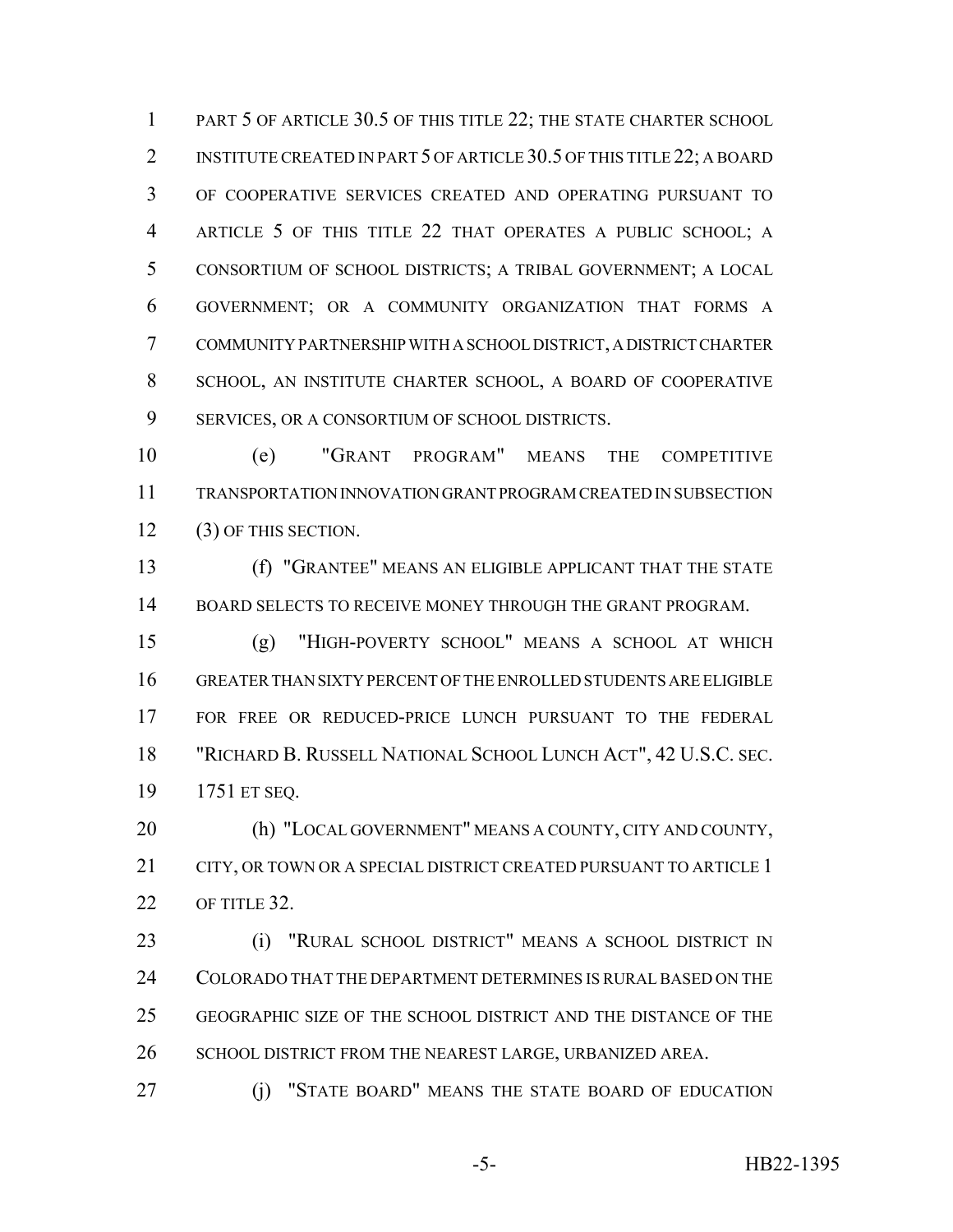PART 5 OF ARTICLE 30.5 OF THIS TITLE 22; THE STATE CHARTER SCHOOL INSTITUTE CREATED IN PART 5 OF ARTICLE 30.5 OF THIS TITLE 22; A BOARD OF COOPERATIVE SERVICES CREATED AND OPERATING PURSUANT TO ARTICLE 5 OF THIS TITLE 22 THAT OPERATES A PUBLIC SCHOOL; A CONSORTIUM OF SCHOOL DISTRICTS; A TRIBAL GOVERNMENT; A LOCAL GOVERNMENT; OR A COMMUNITY ORGANIZATION THAT FORMS A COMMUNITY PARTNERSHIP WITH A SCHOOL DISTRICT, A DISTRICT CHARTER SCHOOL, AN INSTITUTE CHARTER SCHOOL, A BOARD OF COOPERATIVE SERVICES, OR A CONSORTIUM OF SCHOOL DISTRICTS.

(e) "GRANT PROGRAM" MEANS THE COMPETITIVE TRANSPORTATION INNOVATION GRANT PROGRAM CREATED IN SUBSECTION (3) OF THIS SECTION.

(f) "GRANTEE" MEANS AN ELIGIBLE APPLICANT THAT THE STATE BOARD SELECTS TO RECEIVE MONEY THROUGH THE GRANT PROGRAM.

(g) "HIGH-POVERTY SCHOOL" MEANS A SCHOOL AT WHICH GREATER THAN SIXTY PERCENT OF THE ENROLLED STUDENTS ARE ELIGIBLE FOR FREE OR REDUCED-PRICE LUNCH PURSUANT TO THE FEDERAL "RICHARD B. RUSSELL NATIONAL SCHOOL LUNCH ACT", 42 U.S.C. SEC. 1751 ET SEQ.

(h) "LOCAL GOVERNMENT" MEANS A COUNTY, CITY AND COUNTY, CITY, OR TOWN OR A SPECIAL DISTRICT CREATED PURSUANT TO ARTICLE 1 OF TITLE 32.

(i) "RURAL SCHOOL DISTRICT" MEANS A SCHOOL DISTRICT IN COLORADO THAT THE DEPARTMENT DETERMINES IS RURAL BASED ON THE GEOGRAPHIC SIZE OF THE SCHOOL DISTRICT AND THE DISTANCE OF THE SCHOOL DISTRICT FROM THE NEAREST LARGE, URBANIZED AREA.

(j) "STATE BOARD" MEANS THE STATE BOARD OF EDUCATION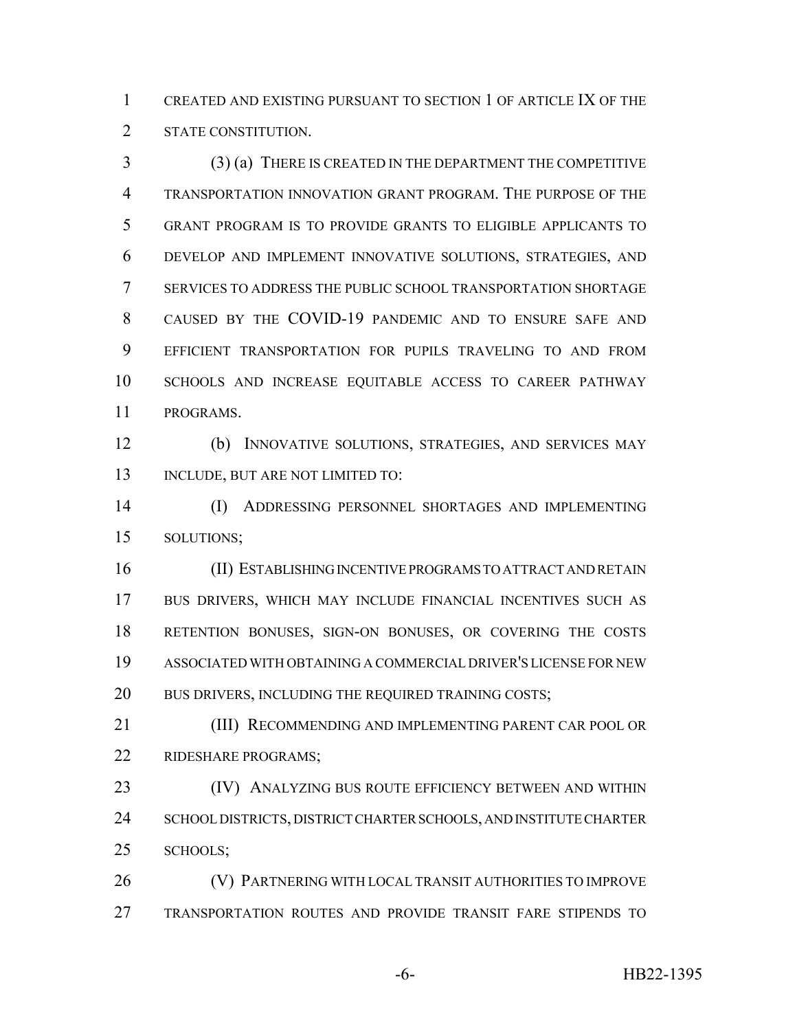CREATED AND EXISTING PURSUANT TO SECTION 1 OF ARTICLE IX OF THE STATE CONSTITUTION.

(3) (a) THERE IS CREATED IN THE DEPARTMENT THE COMPETITIVE TRANSPORTATION INNOVATION GRANT PROGRAM. THE PURPOSE OF THE GRANT PROGRAM IS TO PROVIDE GRANTS TO ELIGIBLE APPLICANTS TO DEVELOP AND IMPLEMENT INNOVATIVE SOLUTIONS, STRATEGIES, AND SERVICES TO ADDRESS THE PUBLIC SCHOOL TRANSPORTATION SHORTAGE CAUSED BY THE COVID-19 PANDEMIC AND TO ENSURE SAFE AND EFFICIENT TRANSPORTATION FOR PUPILS TRAVELING TO AND FROM SCHOOLS AND INCREASE EQUITABLE ACCESS TO CAREER PATHWAY PROGRAMS.

(b) INNOVATIVE SOLUTIONS, STRATEGIES, AND SERVICES MAY INCLUDE, BUT ARE NOT LIMITED TO:

(I) ADDRESSING PERSONNEL SHORTAGES AND IMPLEMENTING SOLUTIONS;

(II) ESTABLISHING INCENTIVE PROGRAMS TO ATTRACT AND RETAIN BUS DRIVERS, WHICH MAY INCLUDE FINANCIAL INCENTIVES SUCH AS RETENTION BONUSES, SIGN-ON BONUSES, OR COVERING THE COSTS ASSOCIATED WITH OBTAINING A COMMERCIAL DRIVER'S LICENSE FOR NEW BUS DRIVERS, INCLUDING THE REQUIRED TRAINING COSTS;

(III) RECOMMENDING AND IMPLEMENTING PARENT CAR POOL OR RIDESHARE PROGRAMS;

(IV) ANALYZING BUS ROUTE EFFICIENCY BETWEEN AND WITHIN SCHOOL DISTRICTS, DISTRICT CHARTER SCHOOLS, AND INSTITUTE CHARTER SCHOOLS;

(V) PARTNERING WITH LOCAL TRANSIT AUTHORITIES TO IMPROVE TRANSPORTATION ROUTES AND PROVIDE TRANSIT FARE STIPENDS TO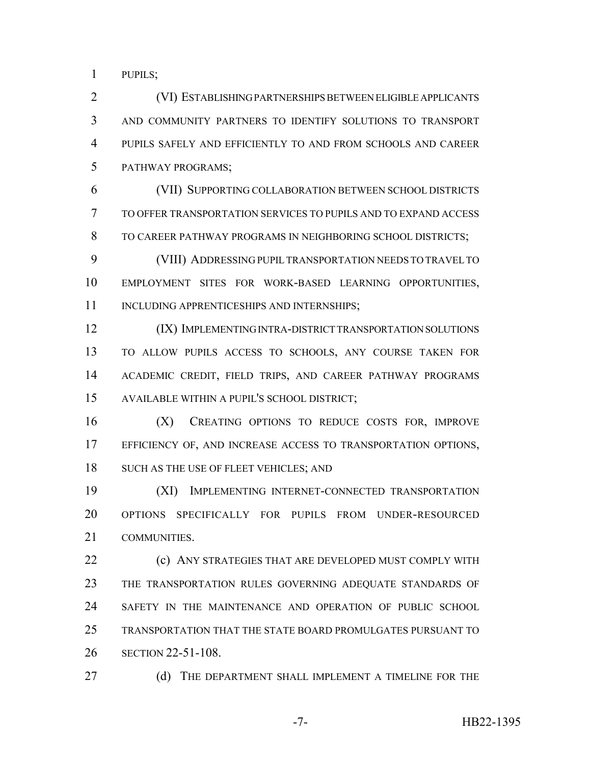PUPILS;

(VI) ESTABLISHING PARTNERSHIPS BETWEEN ELIGIBLE APPLICANTS AND COMMUNITY PARTNERS TO IDENTIFY SOLUTIONS TO TRANSPORT PUPILS SAFELY AND EFFICIENTLY TO AND FROM SCHOOLS AND CAREER PATHWAY PROGRAMS;

(VII) SUPPORTING COLLABORATION BETWEEN SCHOOL DISTRICTS TO OFFER TRANSPORTATION SERVICES TO PUPILS AND TO EXPAND ACCESS TO CAREER PATHWAY PROGRAMS IN NEIGHBORING SCHOOL DISTRICTS;

(VIII) ADDRESSING PUPIL TRANSPORTATION NEEDS TO TRAVEL TO EMPLOYMENT SITES FOR WORK-BASED LEARNING OPPORTUNITIES, INCLUDING APPRENTICESHIPS AND INTERNSHIPS;

(IX) IMPLEMENTING INTRA-DISTRICT TRANSPORTATION SOLUTIONS TO ALLOW PUPILS ACCESS TO SCHOOLS, ANY COURSE TAKEN FOR ACADEMIC CREDIT, FIELD TRIPS, AND CAREER PATHWAY PROGRAMS AVAILABLE WITHIN A PUPIL'S SCHOOL DISTRICT;

(X) CREATING OPTIONS TO REDUCE COSTS FOR, IMPROVE EFFICIENCY OF, AND INCREASE ACCESS TO TRANSPORTATION OPTIONS, SUCH AS THE USE OF FLEET VEHICLES; AND

(XI) IMPLEMENTING INTERNET-CONNECTED TRANSPORTATION OPTIONS SPECIFICALLY FOR PUPILS FROM UNDER-RESOURCED COMMUNITIES.

(c) ANY STRATEGIES THAT ARE DEVELOPED MUST COMPLY WITH THE TRANSPORTATION RULES GOVERNING ADEQUATE STANDARDS OF SAFETY IN THE MAINTENANCE AND OPERATION OF PUBLIC SCHOOL TRANSPORTATION THAT THE STATE BOARD PROMULGATES PURSUANT TO SECTION 22-51-108.

(d) THE DEPARTMENT SHALL IMPLEMENT A TIMELINE FOR THE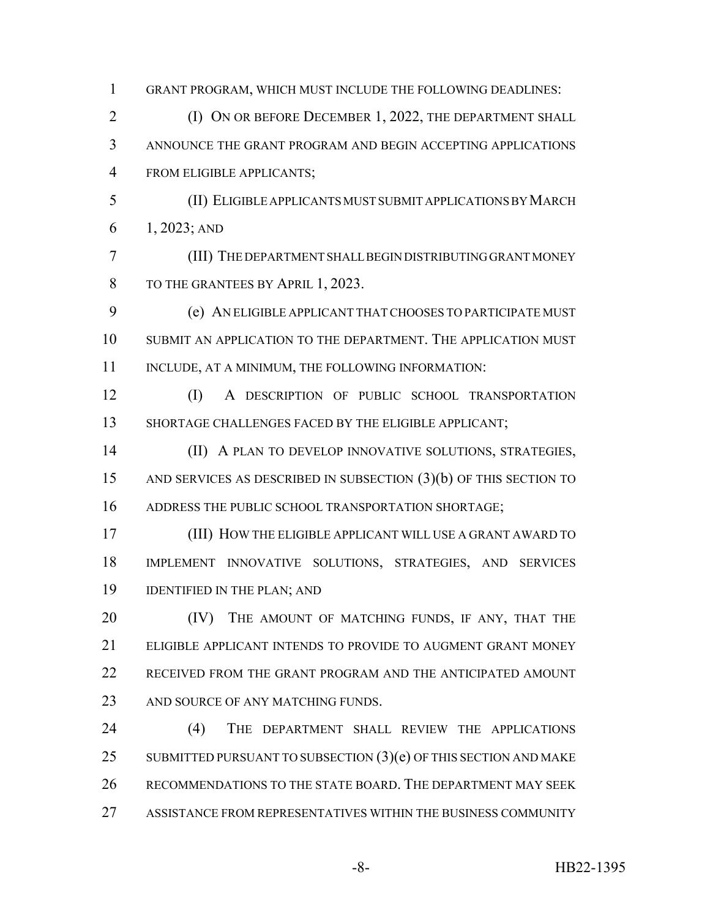GRANT PROGRAM, WHICH MUST INCLUDE THE FOLLOWING DEADLINES:

(I) ON OR BEFORE DECEMBER 1, 2022, THE DEPARTMENT SHALL ANNOUNCE THE GRANT PROGRAM AND BEGIN ACCEPTING APPLICATIONS FROM ELIGIBLE APPLICANTS;

(II) ELIGIBLE APPLICANTS MUST SUBMIT APPLICATIONS BY MARCH 1, 2023; AND

(III) THE DEPARTMENT SHALL BEGIN DISTRIBUTING GRANT MONEY TO THE GRANTEES BY APRIL 1, 2023.

(e) AN ELIGIBLE APPLICANT THAT CHOOSES TO PARTICIPATE MUST SUBMIT AN APPLICATION TO THE DEPARTMENT. THE APPLICATION MUST INCLUDE, AT A MINIMUM, THE FOLLOWING INFORMATION:

(I) A DESCRIPTION OF PUBLIC SCHOOL TRANSPORTATION SHORTAGE CHALLENGES FACED BY THE ELIGIBLE APPLICANT;

(II) A PLAN TO DEVELOP INNOVATIVE SOLUTIONS, STRATEGIES, AND SERVICES AS DESCRIBED IN SUBSECTION (3)(b) OF THIS SECTION TO ADDRESS THE PUBLIC SCHOOL TRANSPORTATION SHORTAGE;

(III) HOW THE ELIGIBLE APPLICANT WILL USE A GRANT AWARD TO IMPLEMENT INNOVATIVE SOLUTIONS, STRATEGIES, AND SERVICES IDENTIFIED IN THE PLAN; AND

(IV) THE AMOUNT OF MATCHING FUNDS, IF ANY, THAT THE ELIGIBLE APPLICANT INTENDS TO PROVIDE TO AUGMENT GRANT MONEY RECEIVED FROM THE GRANT PROGRAM AND THE ANTICIPATED AMOUNT AND SOURCE OF ANY MATCHING FUNDS.

(4) THE DEPARTMENT SHALL REVIEW THE APPLICATIONS SUBMITTED PURSUANT TO SUBSECTION (3)(e) OF THIS SECTION AND MAKE RECOMMENDATIONS TO THE STATE BOARD. THE DEPARTMENT MAY SEEK ASSISTANCE FROM REPRESENTATIVES WITHIN THE BUSINESS COMMUNITY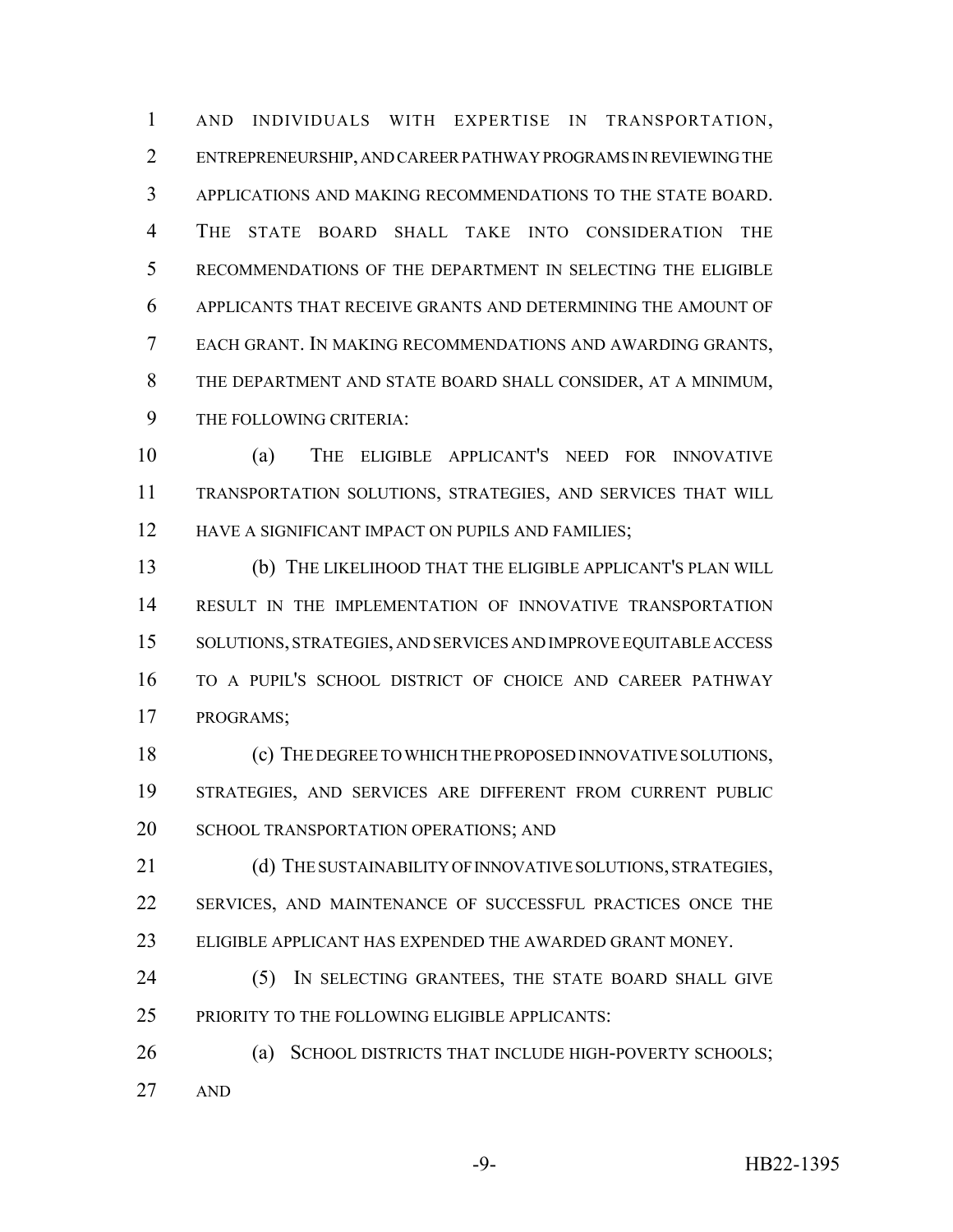AND INDIVIDUALS WITH EXPERTISE IN TRANSPORTATION, ENTREPRENEURSHIP, AND CAREER PATHWAY PROGRAMS IN REVIEWING THE APPLICATIONS AND MAKING RECOMMENDATIONS TO THE STATE BOARD. THE STATE BOARD SHALL TAKE INTO CONSIDERATION THE RECOMMENDATIONS OF THE DEPARTMENT IN SELECTING THE ELIGIBLE APPLICANTS THAT RECEIVE GRANTS AND DETERMINING THE AMOUNT OF EACH GRANT. IN MAKING RECOMMENDATIONS AND AWARDING GRANTS, THE DEPARTMENT AND STATE BOARD SHALL CONSIDER, AT A MINIMUM, THE FOLLOWING CRITERIA:

(a) THE ELIGIBLE APPLICANT'S NEED FOR INNOVATIVE TRANSPORTATION SOLUTIONS, STRATEGIES, AND SERVICES THAT WILL HAVE A SIGNIFICANT IMPACT ON PUPILS AND FAMILIES;

(b) THE LIKELIHOOD THAT THE ELIGIBLE APPLICANT'S PLAN WILL RESULT IN THE IMPLEMENTATION OF INNOVATIVE TRANSPORTATION SOLUTIONS, STRATEGIES, AND SERVICES AND IMPROVE EQUITABLE ACCESS TO A PUPIL'S SCHOOL DISTRICT OF CHOICE AND CAREER PATHWAY PROGRAMS;

(c) THE DEGREE TO WHICH THE PROPOSED INNOVATIVE SOLUTIONS, STRATEGIES, AND SERVICES ARE DIFFERENT FROM CURRENT PUBLIC SCHOOL TRANSPORTATION OPERATIONS; AND

(d) THE SUSTAINABILITY OF INNOVATIVE SOLUTIONS, STRATEGIES, SERVICES, AND MAINTENANCE OF SUCCESSFUL PRACTICES ONCE THE ELIGIBLE APPLICANT HAS EXPENDED THE AWARDED GRANT MONEY.

(5) IN SELECTING GRANTEES, THE STATE BOARD SHALL GIVE PRIORITY TO THE FOLLOWING ELIGIBLE APPLICANTS:

(a) SCHOOL DISTRICTS THAT INCLUDE HIGH-POVERTY SCHOOLS; AND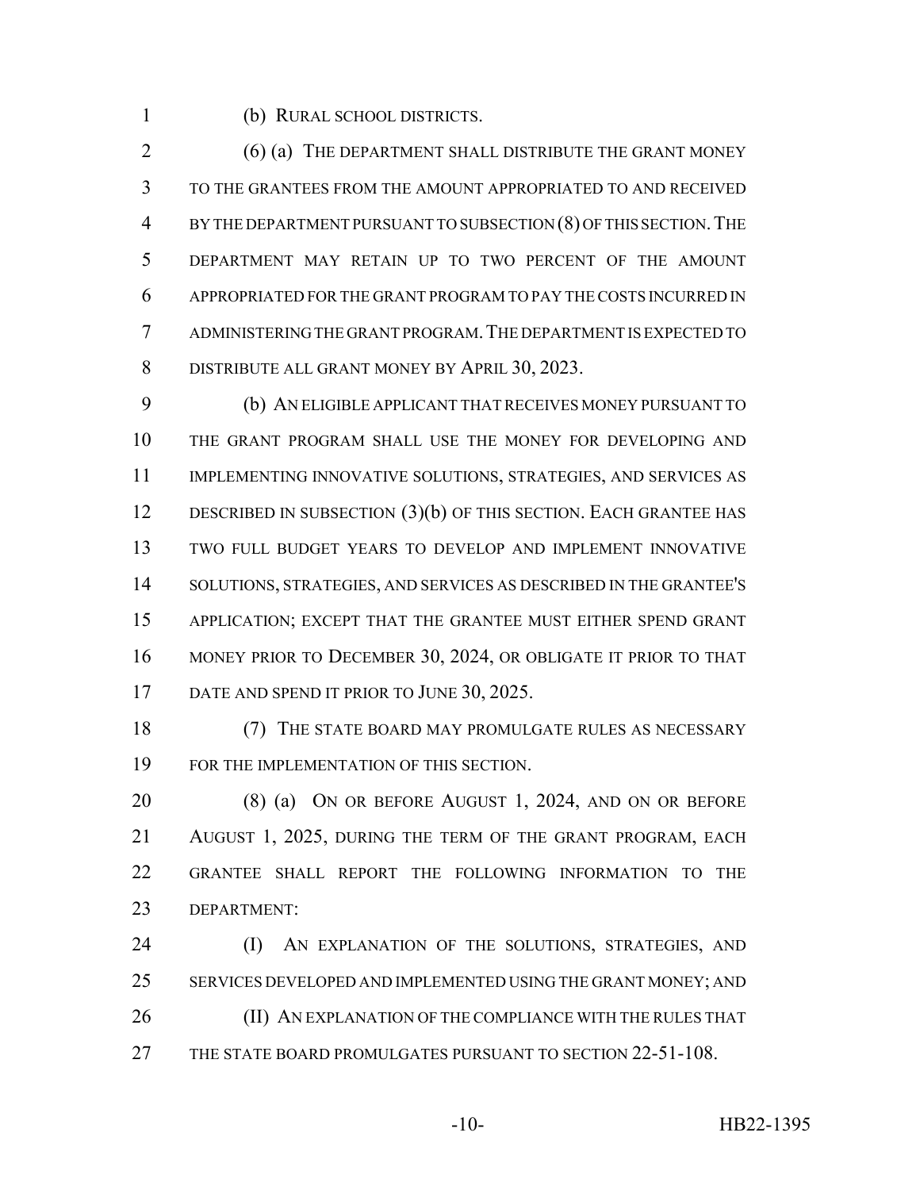(b) RURAL SCHOOL DISTRICTS.

(6) (a) THE DEPARTMENT SHALL DISTRIBUTE THE GRANT MONEY TO THE GRANTEES FROM THE AMOUNT APPROPRIATED TO AND RECEIVED BY THE DEPARTMENT PURSUANT TO SUBSECTION (8) OF THIS SECTION. THE DEPARTMENT MAY RETAIN UP TO TWO PERCENT OF THE AMOUNT APPROPRIATED FOR THE GRANT PROGRAM TO PAY THE COSTS INCURRED IN ADMINISTERING THE GRANT PROGRAM. THE DEPARTMENT IS EXPECTED TO DISTRIBUTE ALL GRANT MONEY BY APRIL 30, 2023.

(b) AN ELIGIBLE APPLICANT THAT RECEIVES MONEY PURSUANT TO THE GRANT PROGRAM SHALL USE THE MONEY FOR DEVELOPING AND IMPLEMENTING INNOVATIVE SOLUTIONS, STRATEGIES, AND SERVICES AS DESCRIBED IN SUBSECTION (3)(b) OF THIS SECTION. EACH GRANTEE HAS TWO FULL BUDGET YEARS TO DEVELOP AND IMPLEMENT INNOVATIVE SOLUTIONS, STRATEGIES, AND SERVICES AS DESCRIBED IN THE GRANTEE'S APPLICATION; EXCEPT THAT THE GRANTEE MUST EITHER SPEND GRANT MONEY PRIOR TO DECEMBER 30, 2024, OR OBLIGATE IT PRIOR TO THAT DATE AND SPEND IT PRIOR TO JUNE 30, 2025.

(7) THE STATE BOARD MAY PROMULGATE RULES AS NECESSARY FOR THE IMPLEMENTATION OF THIS SECTION.

(8) (a) ON OR BEFORE AUGUST 1, 2024, AND ON OR BEFORE AUGUST 1, 2025, DURING THE TERM OF THE GRANT PROGRAM, EACH GRANTEE SHALL REPORT THE FOLLOWING INFORMATION TO THE DEPARTMENT:

(I) AN EXPLANATION OF THE SOLUTIONS, STRATEGIES, AND SERVICES DEVELOPED AND IMPLEMENTED USING THE GRANT MONEY; AND

(II) AN EXPLANATION OF THE COMPLIANCE WITH THE RULES THAT THE STATE BOARD PROMULGATES PURSUANT TO SECTION 22-51-108.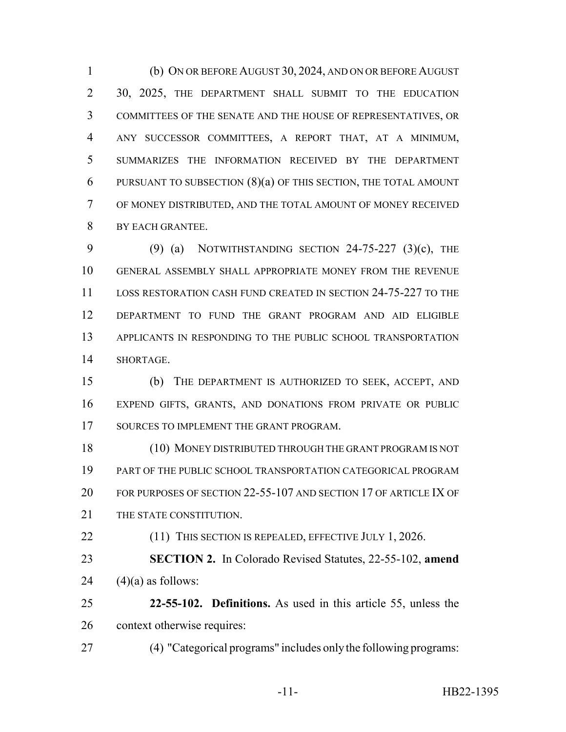(b) ON OR BEFORE AUGUST 30, 2024, AND ON OR BEFORE AUGUST 30, 2025, THE DEPARTMENT SHALL SUBMIT TO THE EDUCATION COMMITTEES OF THE SENATE AND THE HOUSE OF REPRESENTATIVES, OR ANY SUCCESSOR COMMITTEES, A REPORT THAT, AT A MINIMUM, SUMMARIZES THE INFORMATION RECEIVED BY THE DEPARTMENT PURSUANT TO SUBSECTION (8)(a) OF THIS SECTION, THE TOTAL AMOUNT OF MONEY DISTRIBUTED, AND THE TOTAL AMOUNT OF MONEY RECEIVED BY EACH GRANTEE.

(9) (a) NOTWITHSTANDING SECTION 24-75-227 (3)(c), THE GENERAL ASSEMBLY SHALL APPROPRIATE MONEY FROM THE REVENUE LOSS RESTORATION CASH FUND CREATED IN SECTION 24-75-227 TO THE DEPARTMENT TO FUND THE GRANT PROGRAM AND AID ELIGIBLE APPLICANTS IN RESPONDING TO THE PUBLIC SCHOOL TRANSPORTATION SHORTAGE.

(b) THE DEPARTMENT IS AUTHORIZED TO SEEK, ACCEPT, AND EXPEND GIFTS, GRANTS, AND DONATIONS FROM PRIVATE OR PUBLIC SOURCES TO IMPLEMENT THE GRANT PROGRAM.

(10) MONEY DISTRIBUTED THROUGH THE GRANT PROGRAM IS NOT PART OF THE PUBLIC SCHOOL TRANSPORTATION CATEGORICAL PROGRAM FOR PURPOSES OF SECTION 22-55-107 AND SECTION 17 OF ARTICLE IX OF THE STATE CONSTITUTION.

(11) THIS SECTION IS REPEALED, EFFECTIVE JULY 1, 2026.

**SECTION 2.** In Colorado Revised Statutes, 22-55-102, **amend** (4)(a) as follows:

**22-55-102. Definitions.** As used in this article 55, unless the context otherwise requires:

(4) "Categorical programs" includes only the following programs: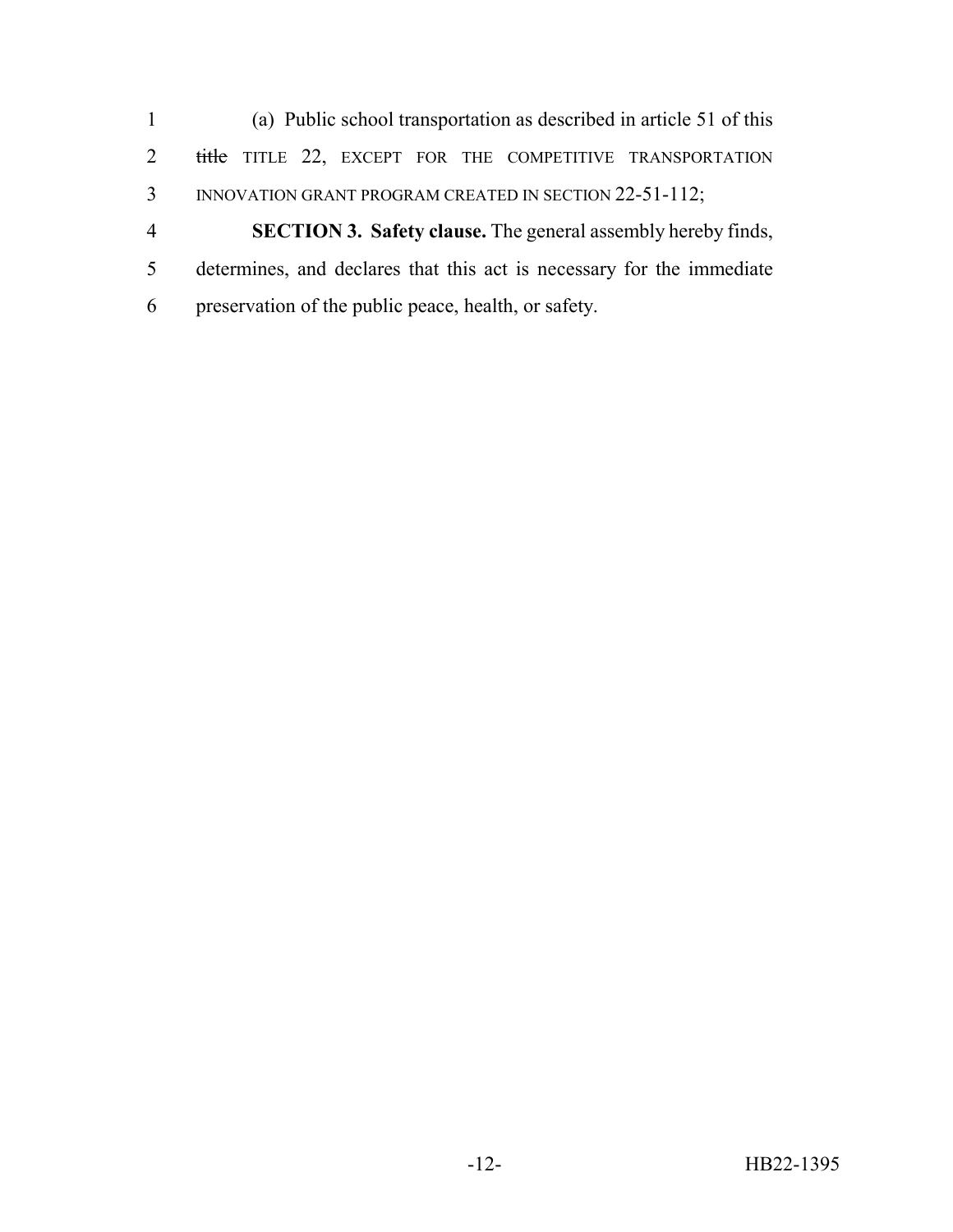(a) Public school transportation as described in article 51 of this ~~title~~ TITLE 22, EXCEPT FOR THE COMPETITIVE TRANSPORTATION INNOVATION GRANT PROGRAM CREATED IN SECTION 22-51-112;

**SECTION 3. Safety clause.** The general assembly hereby finds, determines, and declares that this act is necessary for the immediate preservation of the public peace, health, or safety.